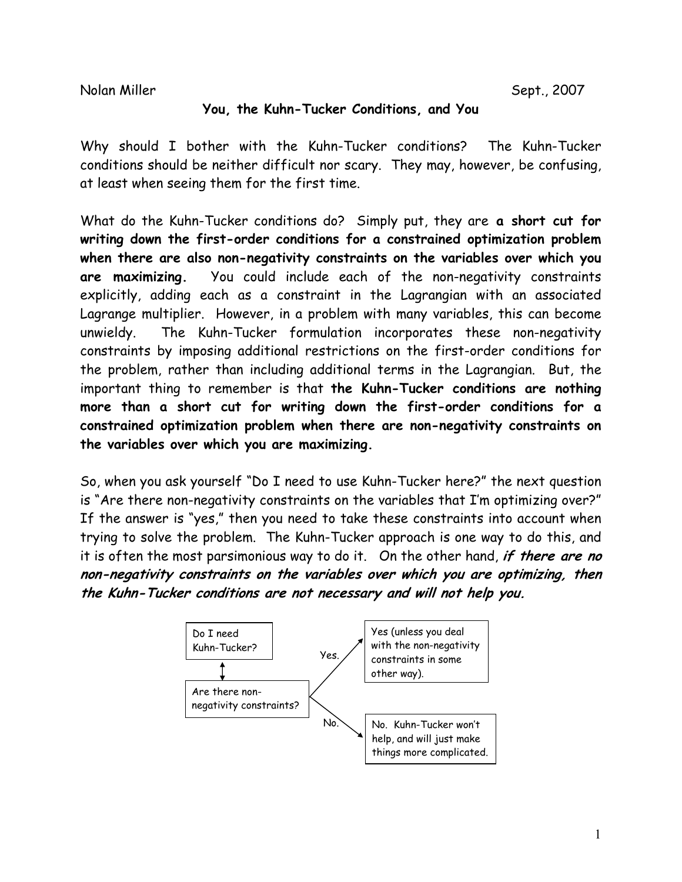Nolan Miller Sept., 2007

## You, the Kuhn-Tucker Conditions, and You

Why should I bother with the Kuhn-Tucker conditions? The Kuhn-Tucker conditions should be neither difficult nor scary. They may, however, be confusing, at least when seeing them for the first time.

What do the Kuhn-Tucker conditions do? Simply put, they are **a short cut for writing down the first-order conditions for a constrained optimization problem when there are also non-negativity constraints on the variables over which you are maximizing.** You could include each of the non-negativity constraints explicitly, adding each as a constraint in the Lagrangian with an associated Lagrange multiplier. However, in a problem with many variables, this can become unwieldy. The Kuhn-Tucker formulation incorporates these non-negativity constraints by imposing additional restrictions on the first-order conditions for the problem, rather than including additional terms in the Lagrangian. But, the important thing to remember is that **the Kuhn-Tucker conditions are nothing more than a short cut for writing down the first-order conditions for a constrained optimization problem when there are non-negativity constraints on the variables over which you are maximizing.**

So, when you ask yourself "Do I need to use Kuhn-Tucker here?" the next question is "Are there non-negativity constraints on the variables that I'm optimizing over?" If the answer is "yes," then you need to take these constraints into account when trying to solve the problem. The Kuhn-Tucker approach is one way to do this, and it is often the most parsimonious way to do it. On the other hand, ***if there are no non-negativity constraints on the variables over which you are optimizing, then the Kuhn-Tucker conditions are not necessary and will not help you.***

Do I need Kuhn-Tucker?

↕

Are there non-negativity constraints?

- Yes. → Yes (unless you deal with the non-negativity constraints in some other way).
- No. → No. Kuhn-Tucker won't help, and will just make things more complicated.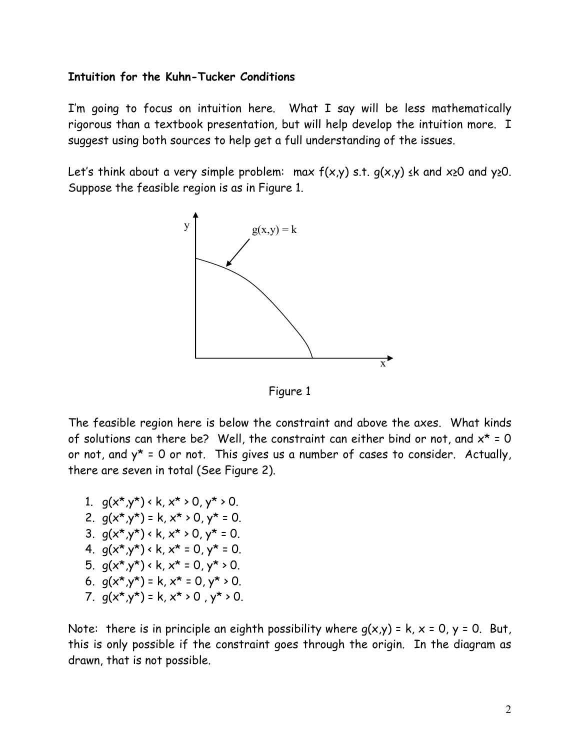**Intuition for the Kuhn-Tucker Conditions**

I'm going to focus on intuition here. What I say will be less mathematically rigorous than a textbook presentation, but will help develop the intuition more. I suggest using both sources to help get a full understanding of the issues.

Let's think about a very simple problem: max $f(x,y)$ s.t. $g(x,y) \leq k$ and $x \geq 0$ and $y \geq 0$. Suppose the feasible region is as in Figure 1.

Figure 1

The feasible region here is below the constraint and above the axes. What kinds of solutions can there be? Well, the constraint can either bind or not, and $x^* = 0$ or not, and $y^* = 0$ or not. This gives us a number of cases to consider. Actually, there are seven in total (See Figure 2).

1. $g(x^*,y^*) < k$, $x^* > 0$, $y^* > 0$.
2. $g(x^*,y^*) = k$, $x^* > 0$, $y^* = 0$.
3. $g(x^*,y^*) < k$, $x^* > 0$, $y^* = 0$.
4. $g(x^*,y^*) < k$, $x^* = 0$, $y^* = 0$.
5. $g(x^*,y^*) < k$, $x^* = 0$, $y^* > 0$.
6. $g(x^*,y^*) = k$, $x^* = 0$, $y^* > 0$.
7. $g(x^*,y^*) = k$, $x^* > 0$ , $y^* > 0$.

Note: there is in principle an eighth possibility where $g(x,y) = k$, $x = 0$, $y = 0$. But, this is only possible if the constraint goes through the origin. In the diagram as drawn, that is not possible.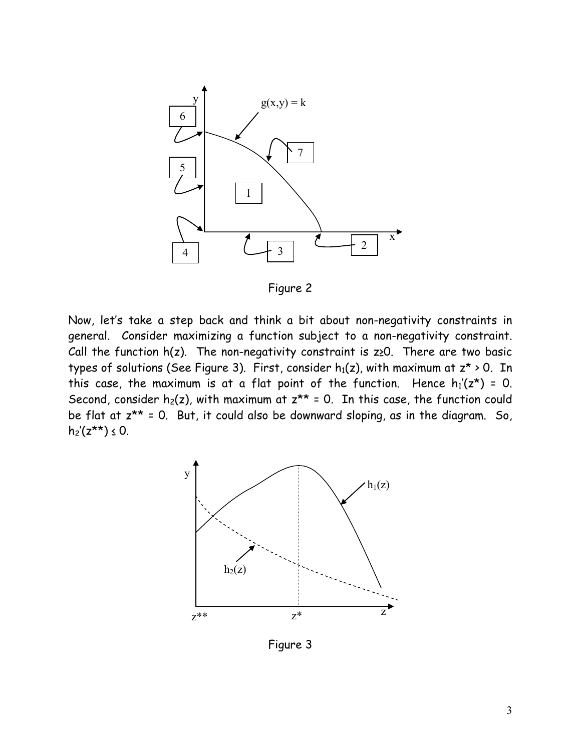Figure 2

Now, let's take a step back and think a bit about non-negativity constraints in general. Consider maximizing a function subject to a non-negativity constraint. Call the function $h(z)$. The non-negativity constraint is $z \geq 0$. There are two basic types of solutions (See Figure 3). First, consider $h_1(z)$, with maximum at $z^* > 0$. In this case, the maximum is at a flat point of the function. Hence $h_1'(z^*) = 0$. Second, consider $h_2(z)$, with maximum at $z^{**} = 0$. In this case, the function could be flat at $z^{**} = 0$. But, it could also be downward sloping, as in the diagram. So, $h_2'(z^{**}) \leq 0$.

Figure 3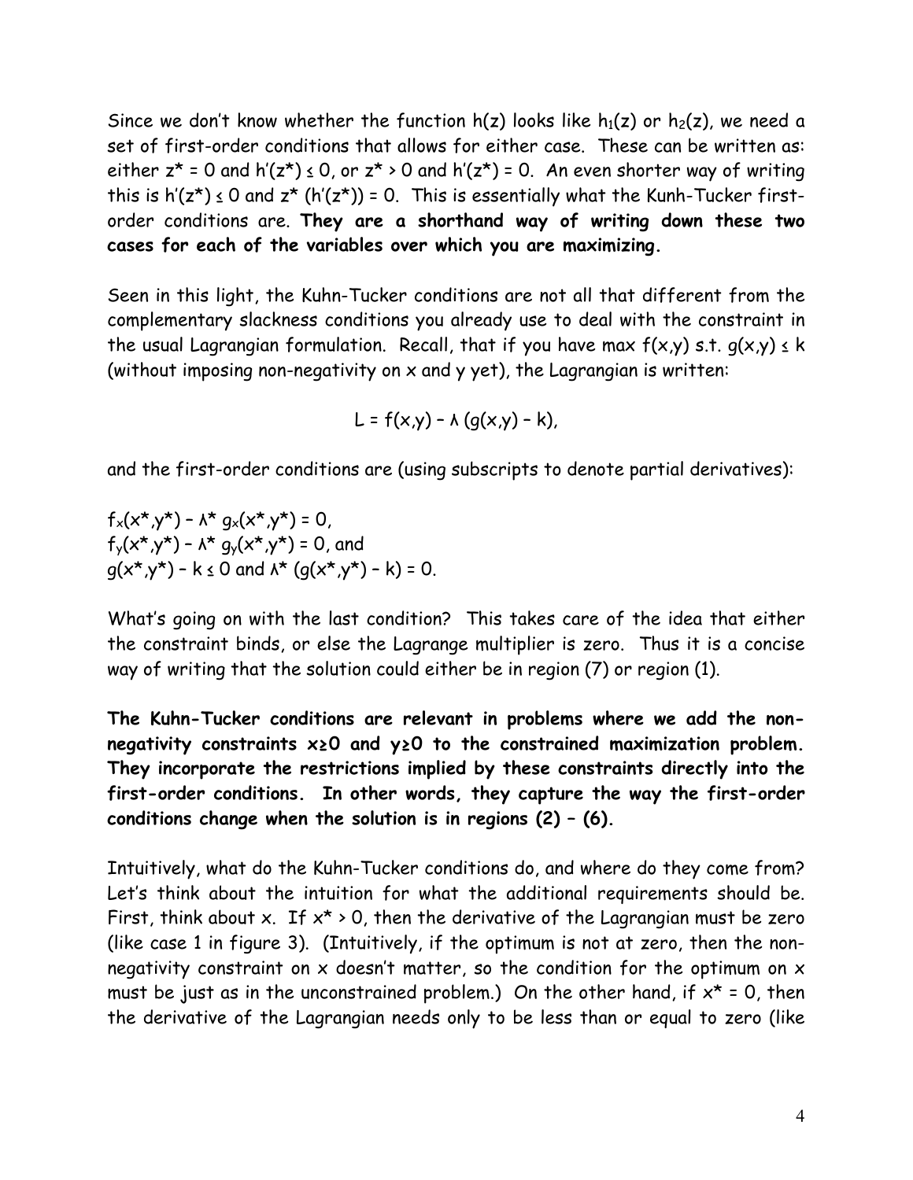Since we don't know whether the function $h(z)$ looks like $h_1(z)$ or $h_2(z)$, we need a set of first-order conditions that allows for either case. These can be written as: either $z^* = 0$ and $h'(z^*) \leq 0$, or $z^* > 0$ and $h'(z^*) = 0$. An even shorter way of writing this is $h'(z^*) \leq 0$ and $z^* (h'(z^*)) = 0$. This is essentially what the Kunh-Tucker first-order conditions are. **They are a shorthand way of writing down these two cases for each of the variables over which you are maximizing.**

Seen in this light, the Kuhn-Tucker conditions are not all that different from the complementary slackness conditions you already use to deal with the constraint in the usual Lagrangian formulation. Recall, that if you have max $f(x,y)$ s.t. $g(x,y) \leq k$ (without imposing non-negativity on x and y yet), the Lagrangian is written:

$$L = f(x,y) - \lambda\,(g(x,y) - k),$$

and the first-order conditions are (using subscripts to denote partial derivatives):

$f_x(x^*,y^*) - \lambda^* g_x(x^*,y^*) = 0$,
$f_y(x^*,y^*) - \lambda^* g_y(x^*,y^*) = 0$, and
$g(x^*,y^*) - k \leq 0$ and $\lambda^* (g(x^*,y^*) - k) = 0$.

What's going on with the last condition? This takes care of the idea that either the constraint binds, or else the Lagrange multiplier is zero. Thus it is a concise way of writing that the solution could either be in region (7) or region (1).

**The Kuhn-Tucker conditions are relevant in problems where we add the non-negativity constraints $x \geq 0$ and $y \geq 0$ to the constrained maximization problem. They incorporate the restrictions implied by these constraints directly into the first-order conditions. In other words, they capture the way the first-order conditions change when the solution is in regions (2) – (6).**

Intuitively, what do the Kuhn-Tucker conditions do, and where do they come from? Let's think about the intuition for what the additional requirements should be. First, think about x. If $x^* > 0$, then the derivative of the Lagrangian must be zero (like case 1 in figure 3). (Intuitively, if the optimum is not at zero, then the non-negativity constraint on x doesn't matter, so the condition for the optimum on x must be just as in the unconstrained problem.) On the other hand, if $x^* = 0$, then the derivative of the Lagrangian needs only to be less than or equal to zero (like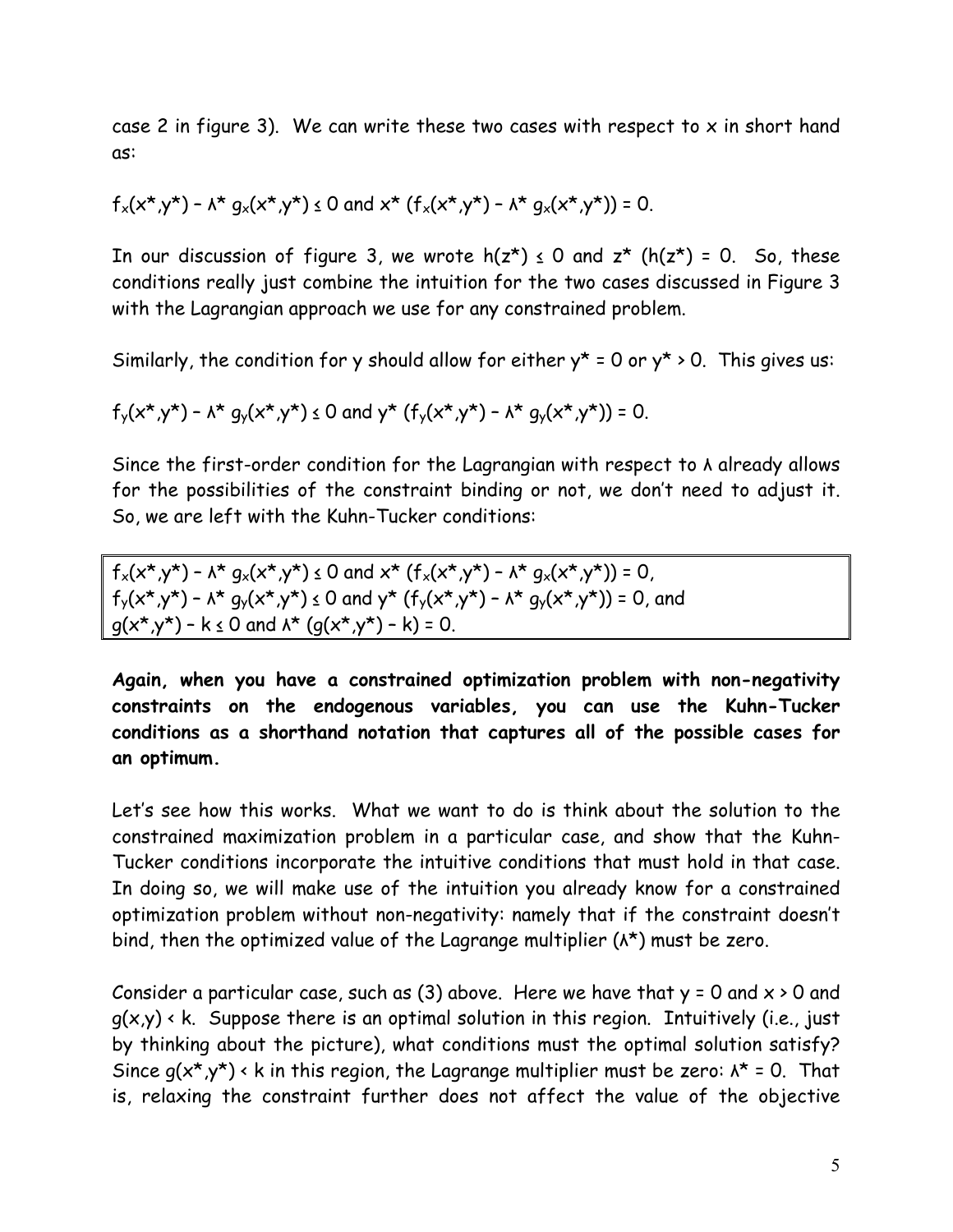case 2 in figure 3). We can write these two cases with respect to x in short hand as:

$f_x(x^*,y^*) - \lambda^* g_x(x^*,y^*) \le 0$ and $x^* (f_x(x^*,y^*) - \lambda^* g_x(x^*,y^*)) = 0$.

In our discussion of figure 3, we wrote $h(z^*) \le 0$ and $z^* (h(z^*) = 0$. So, these conditions really just combine the intuition for the two cases discussed in Figure 3 with the Lagrangian approach we use for any constrained problem.

Similarly, the condition for y should allow for either $y^* = 0$ or $y^* > 0$. This gives us:

$f_y(x^*,y^*) - \lambda^* g_y(x^*,y^*) \le 0$ and $y^* (f_y(x^*,y^*) - \lambda^* g_y(x^*,y^*)) = 0$.

Since the first-order condition for the Lagrangian with respect to $\lambda$ already allows for the possibilities of the constraint binding or not, we don't need to adjust it. So, we are left with the Kuhn-Tucker conditions:

$f_x(x^*,y^*) - \lambda^* g_x(x^*,y^*) \le 0$ and $x^* (f_x(x^*,y^*) - \lambda^* g_x(x^*,y^*)) = 0$,
$f_y(x^*,y^*) - \lambda^* g_y(x^*,y^*) \le 0$ and $y^* (f_y(x^*,y^*) - \lambda^* g_y(x^*,y^*)) = 0$, and
$g(x^*,y^*) - k \le 0$ and $\lambda^* (g(x^*,y^*) - k) = 0$.

**Again, when you have a constrained optimization problem with non-negativity constraints on the endogenous variables, you can use the Kuhn-Tucker conditions as a shorthand notation that captures all of the possible cases for an optimum.**

Let's see how this works. What we want to do is think about the solution to the constrained maximization problem in a particular case, and show that the Kuhn-Tucker conditions incorporate the intuitive conditions that must hold in that case. In doing so, we will make use of the intuition you already know for a constrained optimization problem without non-negativity: namely that if the constraint doesn't bind, then the optimized value of the Lagrange multiplier ($\lambda^*$) must be zero.

Consider a particular case, such as (3) above. Here we have that $y = 0$ and $x > 0$ and $g(x,y) < k$. Suppose there is an optimal solution in this region. Intuitively (i.e., just by thinking about the picture), what conditions must the optimal solution satisfy? Since $g(x^*,y^*) < k$ in this region, the Lagrange multiplier must be zero: $\lambda^* = 0$. That is, relaxing the constraint further does not affect the value of the objective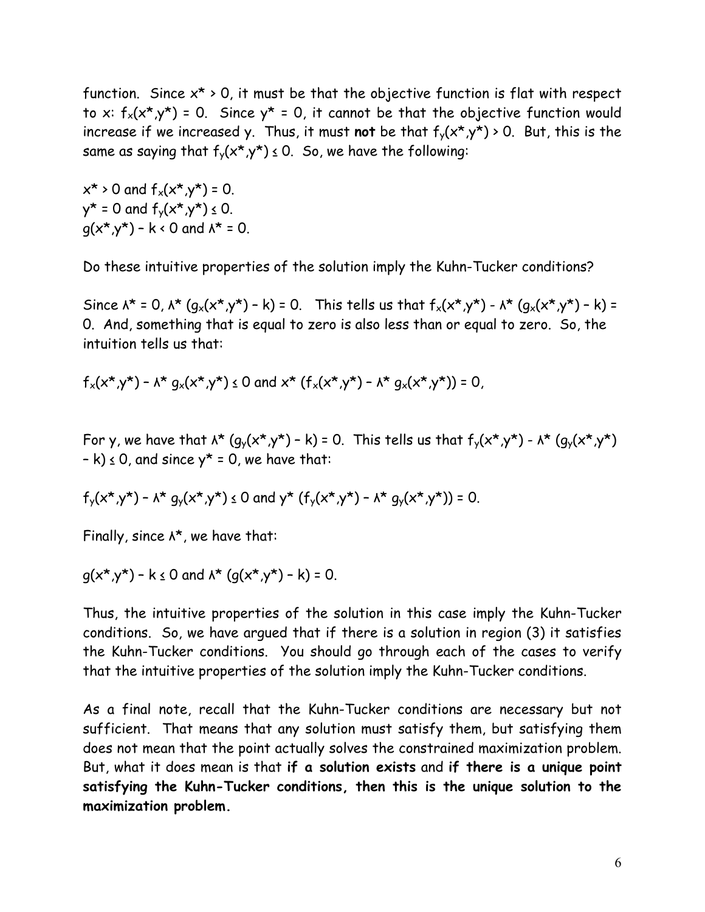function. Since $x^* > 0$, it must be that the objective function is flat with respect to x: $f_x(x^*,y^*) = 0$. Since $y^* = 0$, it cannot be that the objective function would increase if we increased y. Thus, it must **not** be that $f_y(x^*,y^*) > 0$. But, this is the same as saying that $f_y(x^*,y^*) \leq 0$. So, we have the following:

$x^* > 0$ and $f_x(x^*,y^*) = 0$.
$y^* = 0$ and $f_y(x^*,y^*) \leq 0$.
$g(x^*,y^*) - k < 0$ and $\lambda^* = 0$.

Do these intuitive properties of the solution imply the Kuhn-Tucker conditions?

Since $\lambda^* = 0$, $\lambda^* (g_x(x^*,y^*) - k) = 0$. This tells us that $f_x(x^*,y^*) - \lambda^* (g_x(x^*,y^*) - k) = 0$. And, something that is equal to zero is also less than or equal to zero. So, the intuition tells us that:

$f_x(x^*,y^*) - \lambda^* g_x(x^*,y^*) \leq 0$ and $x^* (f_x(x^*,y^*) - \lambda^* g_x(x^*,y^*)) = 0$,

For y, we have that $\lambda^* (g_y(x^*,y^*) - k) = 0$. This tells us that $f_y(x^*,y^*) - \lambda^* (g_y(x^*,y^*) - k) \leq 0$, and since $y^* = 0$, we have that:

$f_y(x^*,y^*) - \lambda^* g_y(x^*,y^*) \leq 0$ and $y^* (f_y(x^*,y^*) - \lambda^* g_y(x^*,y^*)) = 0$.

Finally, since $\lambda^*$, we have that:

$g(x^*,y^*) - k \leq 0$ and $\lambda^* (g(x^*,y^*) - k) = 0$.

Thus, the intuitive properties of the solution in this case imply the Kuhn-Tucker conditions. So, we have argued that if there is a solution in region (3) it satisfies the Kuhn-Tucker conditions. You should go through each of the cases to verify that the intuitive properties of the solution imply the Kuhn-Tucker conditions.

As a final note, recall that the Kuhn-Tucker conditions are necessary but not sufficient. That means that any solution must satisfy them, but satisfying them does not mean that the point actually solves the constrained maximization problem. But, what it does mean is that **if a solution exists** and **if there is a unique point satisfying the Kuhn-Tucker conditions, then this is the unique solution to the maximization problem.**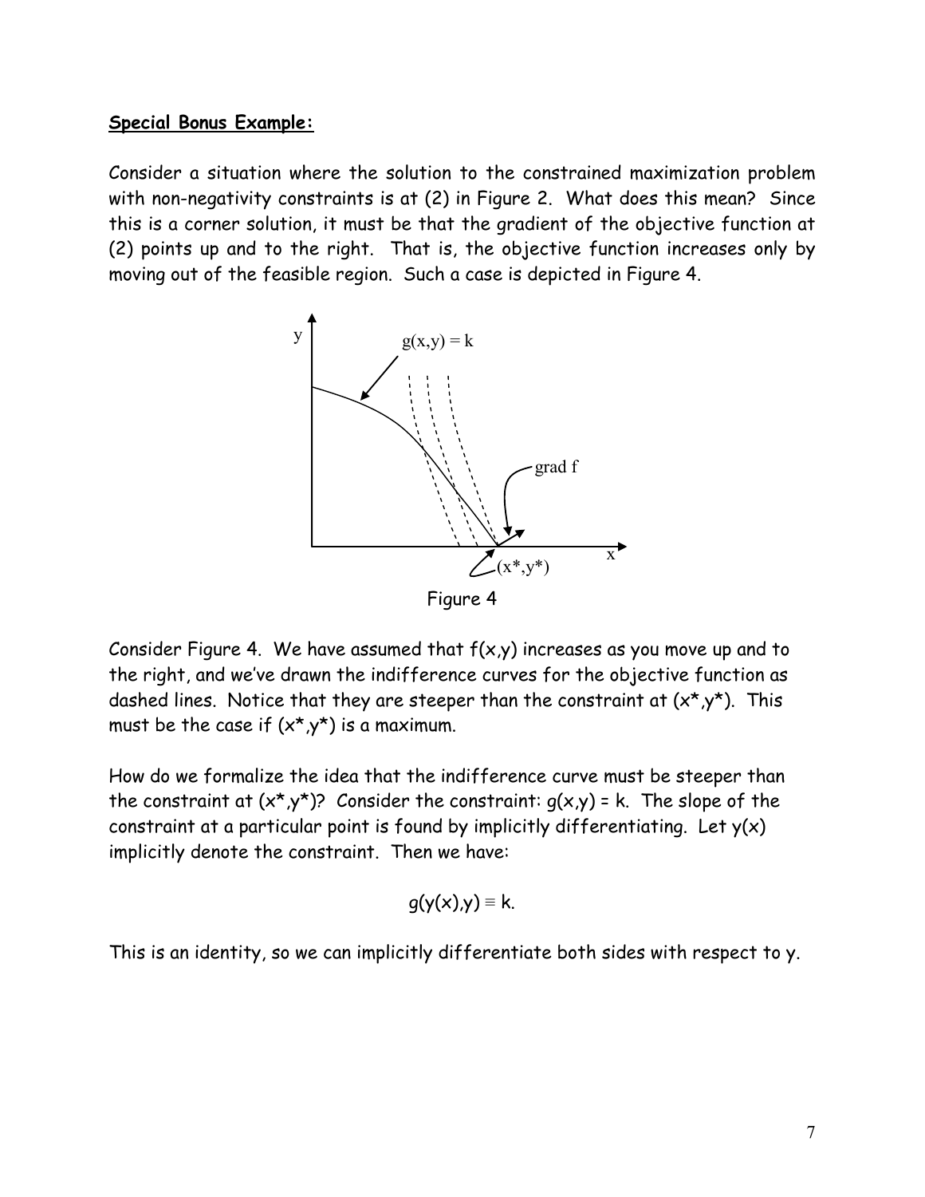**Special Bonus Example:**

Consider a situation where the solution to the constrained maximization problem with non-negativity constraints is at (2) in Figure 2. What does this mean? Since this is a corner solution, it must be that the gradient of the objective function at (2) points up and to the right. That is, the objective function increases only by moving out of the feasible region. Such a case is depicted in Figure 4.

Figure 4

Consider Figure 4. We have assumed that $f(x,y)$ increases as you move up and to the right, and we've drawn the indifference curves for the objective function as dashed lines. Notice that they are steeper than the constraint at $(x^*,y^*)$. This must be the case if $(x^*,y^*)$ is a maximum.

How do we formalize the idea that the indifference curve must be steeper than the constraint at $(x^*,y^*)$? Consider the constraint: $g(x,y) = k$. The slope of the constraint at a particular point is found by implicitly differentiating. Let $y(x)$ implicitly denote the constraint. Then we have:

$$g(y(x),y) \equiv k.$$

This is an identity, so we can implicitly differentiate both sides with respect to y.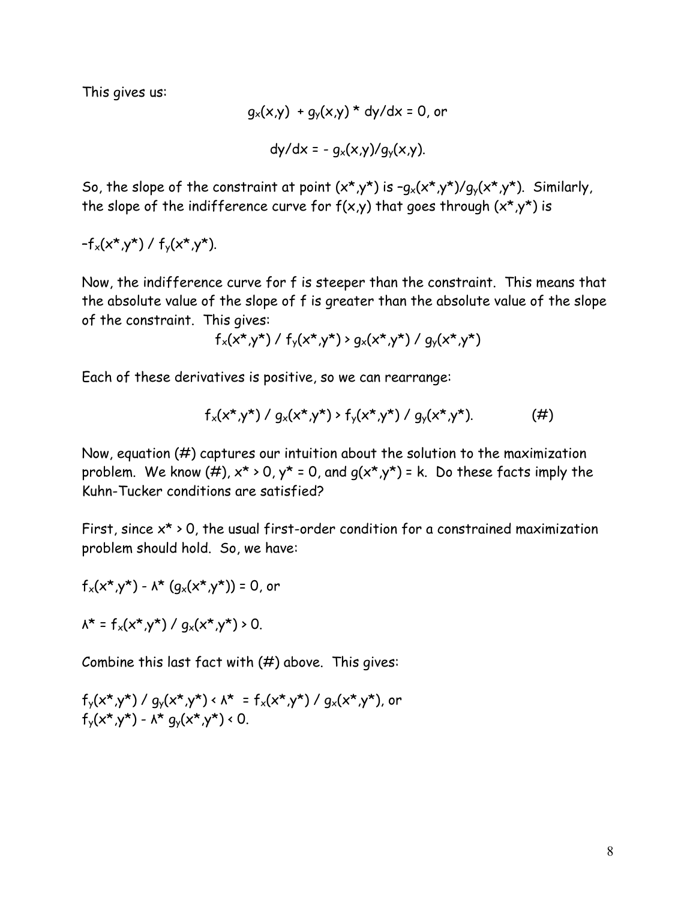This gives us:

$$g_x(x,y) + g_y(x,y) * dy/dx = 0, \text{ or}$$

$$dy/dx = - g_x(x,y)/g_y(x,y).$$

So, the slope of the constraint at point $(x^*,y^*)$ is $-g_x(x^*,y^*)/g_y(x^*,y^*)$. Similarly, the slope of the indifference curve for $f(x,y)$ that goes through $(x^*,y^*)$ is

$-f_x(x^*,y^*) / f_y(x^*,y^*)$.

Now, the indifference curve for f is steeper than the constraint. This means that the absolute value of the slope of f is greater than the absolute value of the slope of the constraint. This gives:

$$f_x(x^*,y^*) / f_y(x^*,y^*) > g_x(x^*,y^*) / g_y(x^*,y^*)$$

Each of these derivatives is positive, so we can rearrange:

$$f_x(x^*,y^*) / g_x(x^*,y^*) > f_y(x^*,y^*) / g_y(x^*,y^*). \qquad (\#)$$

Now, equation (#) captures our intuition about the solution to the maximization problem. We know (#), $x^* > 0$, $y^* = 0$, and $g(x^*,y^*) = k$. Do these facts imply the Kuhn-Tucker conditions are satisfied?

First, since $x^* > 0$, the usual first-order condition for a constrained maximization problem should hold. So, we have:

$f_x(x^*,y^*) - \lambda^* (g_x(x^*,y^*)) = 0$, or

$\lambda^* = f_x(x^*,y^*) / g_x(x^*,y^*) > 0$.

Combine this last fact with (#) above. This gives:

$f_y(x^*,y^*) / g_y(x^*,y^*) < \lambda^* = f_x(x^*,y^*) / g_x(x^*,y^*)$, or
$f_y(x^*,y^*) - \lambda^* g_y(x^*,y^*) < 0$.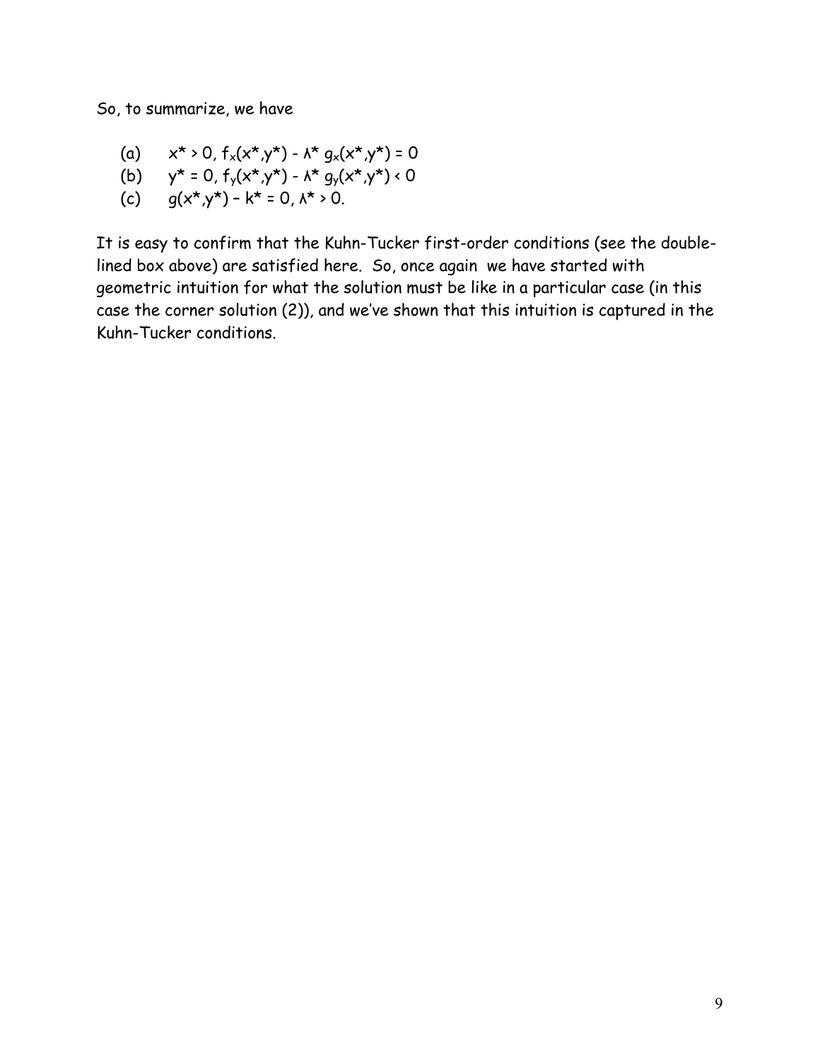So, to summarize, we have

(a) $x^* > 0$, $f_x(x^*,y^*) - \lambda^* g_x(x^*,y^*) = 0$

(b) $y^* = 0$, $f_y(x^*,y^*) - \lambda^* g_y(x^*,y^*) < 0$

(c) $g(x^*,y^*) - k^* = 0$, $\lambda^* > 0$.

It is easy to confirm that the Kuhn-Tucker first-order conditions (see the double-lined box above) are satisfied here. So, once again we have started with geometric intuition for what the solution must be like in a particular case (in this case the corner solution (2)), and we've shown that this intuition is captured in the Kuhn-Tucker conditions.